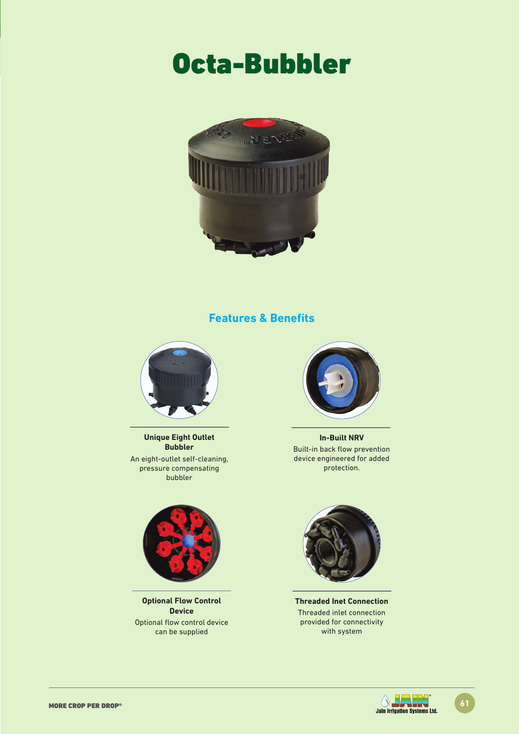# Octa-Bubbler

## Features & Benefits

**Unique Eight Outlet Bubbler**

An eight-outlet self-cleaning, pressure compensating bubbler

**In-Built NRV**

Built-in back flow prevention device engineered for added protection.

**Optional Flow Control Device**

Optional flow control device can be supplied

**Threaded Inlet Connection**

Threaded inlet connection provided for connectivity with system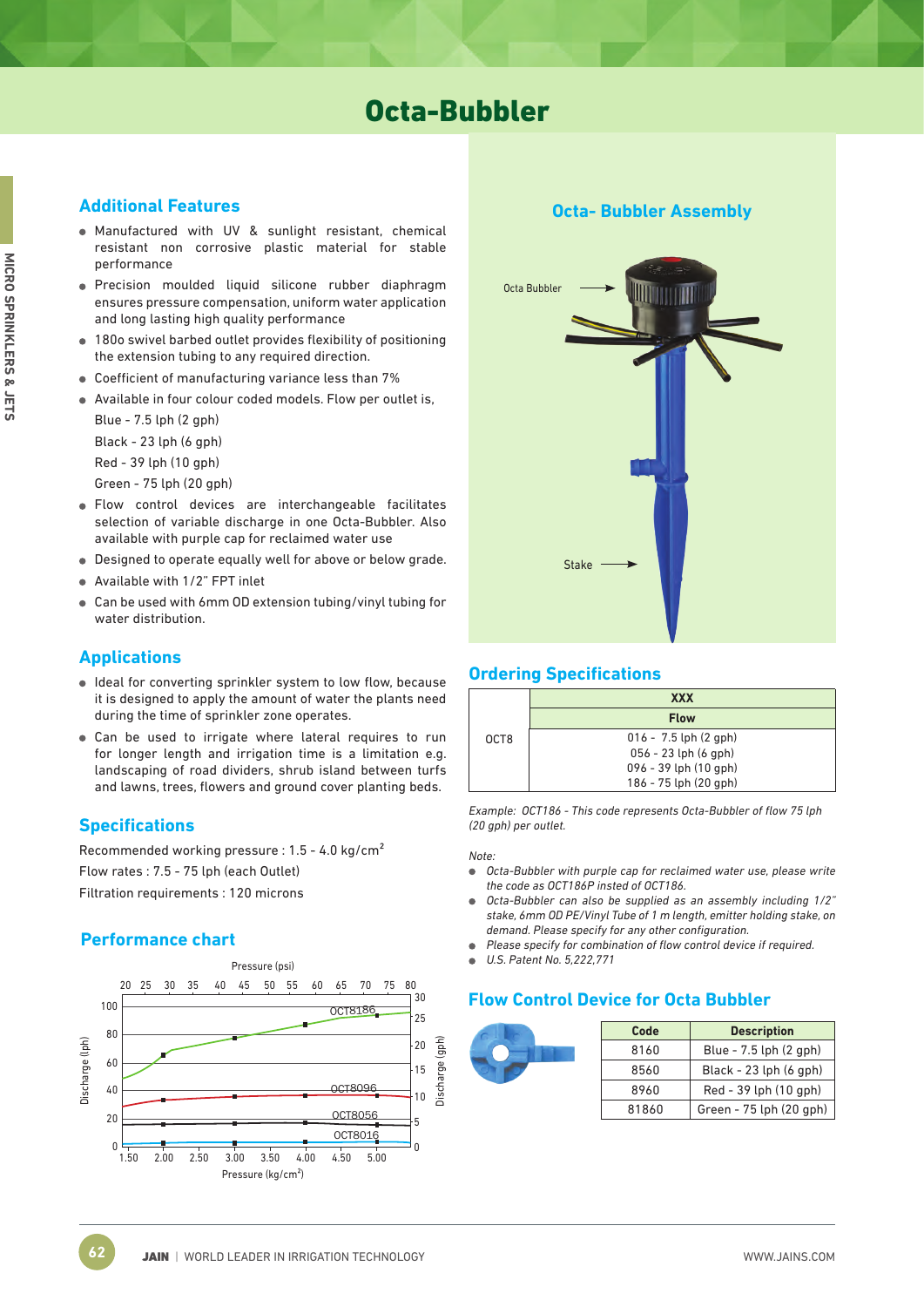# Octa-Bubbler

## Additional Features

- Manufactured with UV & sunlight resistant, chemical resistant non corrosive plastic material for stable performance
- Precision moulded liquid silicone rubber diaphragm ensures pressure compensation, uniform water application and long lasting high quality performance
- 180o swivel barbed outlet provides flexibility of positioning the extension tubing to any required direction.
- Coefficient of manufacturing variance less than 7%
- Available in four colour coded models. Flow per outlet is,

  Blue - 7.5 lph (2 gph)

  Black - 23 lph (6 gph)

  Red - 39 lph (10 gph)

  Green - 75 lph (20 gph)
- Flow control devices are interchangeable facilitates selection of variable discharge in one Octa-Bubbler. Also available with purple cap for reclaimed water use
- Designed to operate equally well for above or below grade.
- Available with 1/2" FPT inlet
- Can be used with 6mm OD extension tubing/vinyl tubing for water distribution.

## Applications

- Ideal for converting sprinkler system to low flow, because it is designed to apply the amount of water the plants need during the time of sprinkler zone operates.
- Can be used to irrigate where lateral requires to run for longer length and irrigation time is a limitation e.g. landscaping of road dividers, shrub island between turfs and lawns, trees, flowers and ground cover planting beds.

## Specifications

Recommended working pressure : 1.5 - 4.0 kg/cm²

Flow rates : 7.5 - 75 lph (each Outlet)

Filtration requirements : 120 microns

## Performance chart

Pressure (psi)

20 25 30 35 40 45 50 55 60 65 70 75 80

Discharge (lph)

0 20 40 60 80 100

Discharge (gph)

0 5 10 15 20 25 30

OCT8186

OCT8096

OCT8056

OCT8016

1.50 2.00 2.50 3.00 3.50 4.00 4.50 5.00

Pressure (kg/cm²)

## Octa- Bubbler Assembly

Octa Bubbler

Stake

## Ordering Specifications

| | XXX |
|---|---|
| | Flow |
| OCT8 | 016 - 7.5 lph (2 gph)<br>056 - 23 lph (6 gph)<br>096 - 39 lph (10 gph)<br>186 - 75 lph (20 gph) |

*Example: OCT186 - This code represents Octa-Bubbler of flow 75 lph (20 gph) per outlet.*

*Note:*

- *Octa-Bubbler with purple cap for reclaimed water use, please write the code as OCT186P instead of OCT186.*
- *Octa-Bubbler can also be supplied as an assembly including 1/2" stake, 6mm OD PE/Vinyl Tube of 1 m length, emitter holding stake, on demand. Please specify for any other configuration.*
- *Please specify for combination of flow control device if required.*
- *U.S. Patent No. 5,222,771*

## Flow Control Device for Octa Bubbler

| Code | Description |
|---|---|
| 8160 | Blue - 7.5 lph (2 gph) |
| 8560 | Black - 23 lph (6 gph) |
| 8960 | Red - 39 lph (10 gph) |
| 81860 | Green - 75 lph (20 gph) |